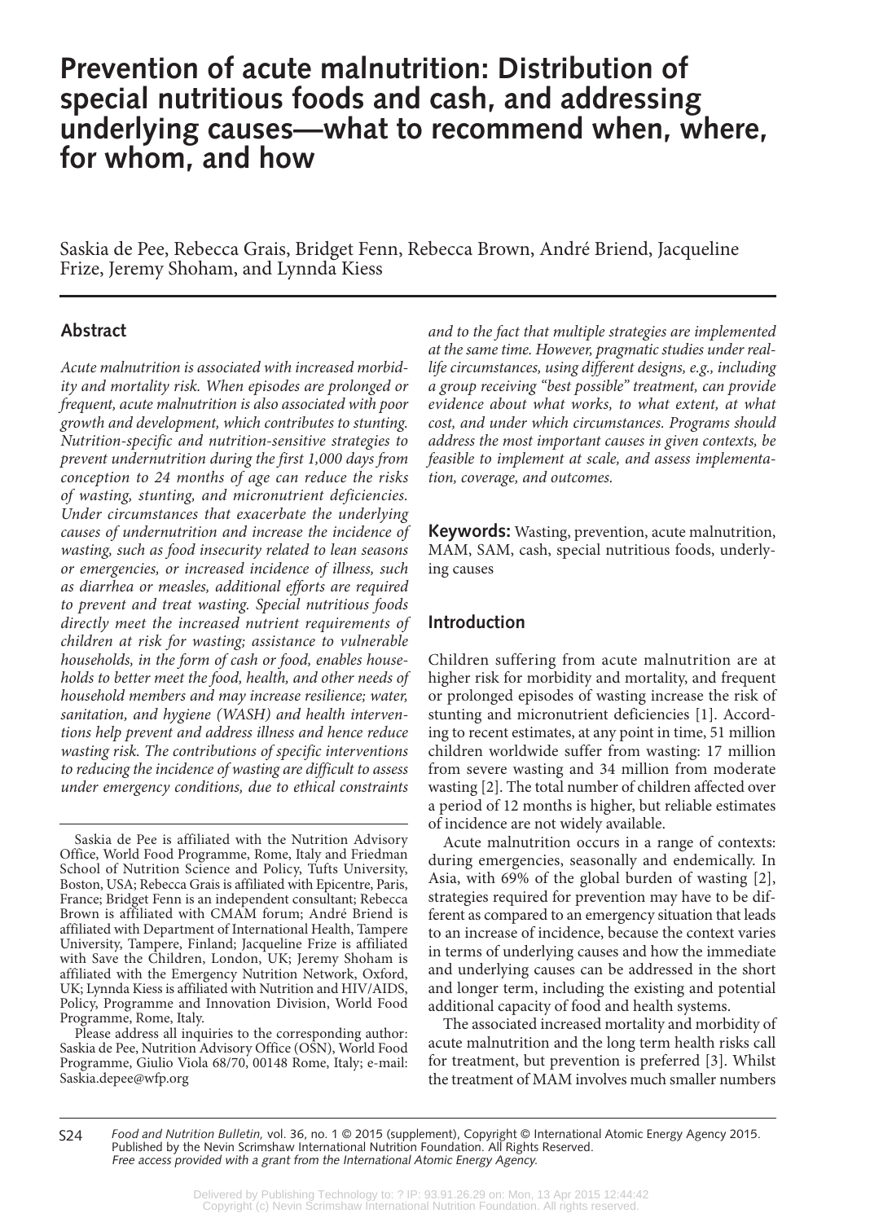# Prevention of acute malnutrition: Distribution of special nutritious foods and cash, and addressing underlying causes—what to recommend when, where, for whom, and how

Saskia de Pee, Rebecca Grais, Bridget Fenn, Rebecca Brown, André Briend, Jacqueline Frize, Jeremy Shoham, and Lynnda Kiess

## Abstract

*Acute malnutrition is associated with increased morbidity and mortality risk. When episodes are prolonged or frequent, acute malnutrition is also associated with poor growth and development, which contributes to stunting. Nutrition-specific and nutrition-sensitive strategies to prevent undernutrition during the first 1,000 days from conception to 24 months of age can reduce the risks of wasting, stunting, and micronutrient deficiencies. Under circumstances that exacerbate the underlying causes of undernutrition and increase the incidence of wasting, such as food insecurity related to lean seasons or emergencies, or increased incidence of illness, such as diarrhea or measles, additional efforts are required to prevent and treat wasting. Special nutritious foods directly meet the increased nutrient requirements of children at risk for wasting; assistance to vulnerable households, in the form of cash or food, enables households to better meet the food, health, and other needs of household members and may increase resilience; water, sanitation, and hygiene (WASH) and health interventions help prevent and address illness and hence reduce wasting risk. The contributions of specific interventions to reducing the incidence of wasting are difficult to assess under emergency conditions, due to ethical constraints and to the fact that multiple strategies are implemented at the same time. However, pragmatic studies under real-life circumstances, using different designs, e.g., including a group receiving "best possible" treatment, can provide evidence about what works, to what extent, at what cost, and under which circumstances. Programs should address the most important causes in given contexts, be feasible to implement at scale, and assess implementation, coverage, and outcomes.*

**Keywords:** Wasting, prevention, acute malnutrition, MAM, SAM, cash, special nutritious foods, underlying causes

Saskia de Pee is affiliated with the Nutrition Advisory Office, World Food Programme, Rome, Italy and Friedman School of Nutrition Science and Policy, Tufts University, Boston, USA; Rebecca Grais is affiliated with Epicentre, Paris, France; Bridget Fenn is an independent consultant; Rebecca Brown is affiliated with CMAM forum; André Briend is affiliated with Department of International Health, Tampere University, Tampere, Finland; Jacqueline Frize is affiliated with Save the Children, London, UK; Jeremy Shoham is affiliated with the Emergency Nutrition Network, Oxford, UK; Lynnda Kiess is affiliated with Nutrition and HIV/AIDS, Policy, Programme and Innovation Division, World Food Programme, Rome, Italy.

Please address all inquiries to the corresponding author: Saskia de Pee, Nutrition Advisory Office (OSN), World Food Programme, Giulio Viola 68/70, 00148 Rome, Italy; e-mail: Saskia.depee@wfp.org

## Introduction

Children suffering from acute malnutrition are at higher risk for morbidity and mortality, and frequent or prolonged episodes of wasting increase the risk of stunting and micronutrient deficiencies [1]. According to recent estimates, at any point in time, 51 million children worldwide suffer from wasting: 17 million from severe wasting and 34 million from moderate wasting [2]. The total number of children affected over a period of 12 months is higher, but reliable estimates of incidence are not widely available.

Acute malnutrition occurs in a range of contexts: during emergencies, seasonally and endemically. In Asia, with 69% of the global burden of wasting [2], strategies required for prevention may have to be different as compared to an emergency situation that leads to an increase of incidence, because the context varies in terms of underlying causes and how the immediate and underlying causes can be addressed in the short and longer term, including the existing and potential additional capacity of food and health systems.

The associated increased mortality and morbidity of acute malnutrition and the long term health risks call for treatment, but prevention is preferred [3]. Whilst the treatment of MAM involves much smaller numbers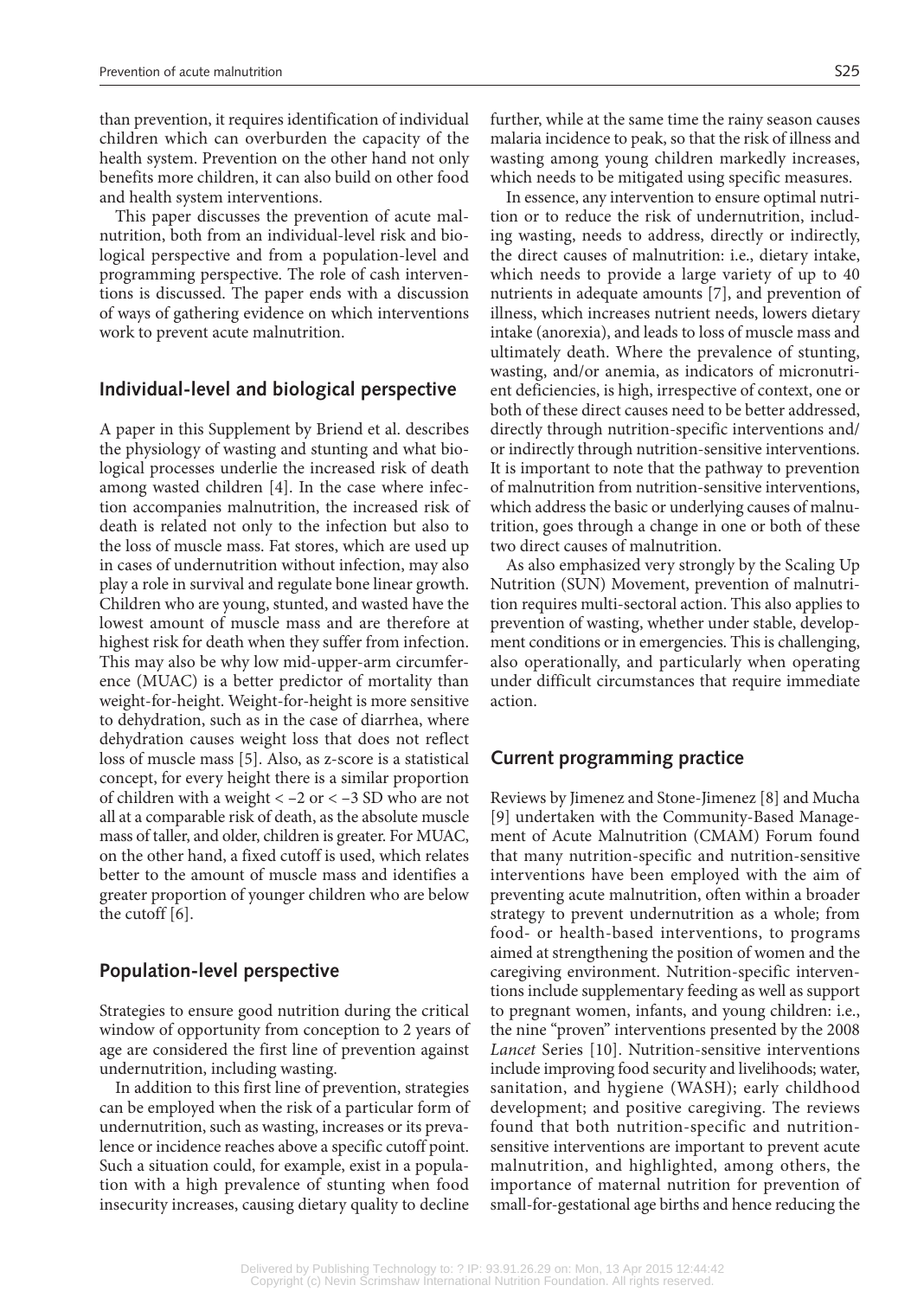than prevention, it requires identification of individual children which can overburden the capacity of the health system. Prevention on the other hand not only benefits more children, it can also build on other food and health system interventions.

This paper discusses the prevention of acute malnutrition, both from an individual-level risk and biological perspective and from a population-level and programming perspective. The role of cash interventions is discussed. The paper ends with a discussion of ways of gathering evidence on which interventions work to prevent acute malnutrition.

## Individual-level and biological perspective

A paper in this Supplement by Briend et al. describes the physiology of wasting and stunting and what biological processes underlie the increased risk of death among wasted children [4]. In the case where infection accompanies malnutrition, the increased risk of death is related not only to the infection but also to the loss of muscle mass. Fat stores, which are used up in cases of undernutrition without infection, may also play a role in survival and regulate bone linear growth. Children who are young, stunted, and wasted have the lowest amount of muscle mass and are therefore at highest risk for death when they suffer from infection. This may also be why low mid-upper-arm circumference (MUAC) is a better predictor of mortality than weight-for-height. Weight-for-height is more sensitive to dehydration, such as in the case of diarrhea, where dehydration causes weight loss that does not reflect loss of muscle mass [5]. Also, as z-score is a statistical concept, for every height there is a similar proportion of children with a weight $< -2$ or $< -3$ SD who are not all at a comparable risk of death, as the absolute muscle mass of taller, and older, children is greater. For MUAC, on the other hand, a fixed cutoff is used, which relates better to the amount of muscle mass and identifies a greater proportion of younger children who are below the cutoff [6].

## Population-level perspective

Strategies to ensure good nutrition during the critical window of opportunity from conception to 2 years of age are considered the first line of prevention against undernutrition, including wasting.

In addition to this first line of prevention, strategies can be employed when the risk of a particular form of undernutrition, such as wasting, increases or its prevalence or incidence reaches above a specific cutoff point. Such a situation could, for example, exist in a population with a high prevalence of stunting when food insecurity increases, causing dietary quality to decline further, while at the same time the rainy season causes malaria incidence to peak, so that the risk of illness and wasting among young children markedly increases, which needs to be mitigated using specific measures.

In essence, any intervention to ensure optimal nutrition or to reduce the risk of undernutrition, including wasting, needs to address, directly or indirectly, the direct causes of malnutrition: i.e., dietary intake, which needs to provide a large variety of up to 40 nutrients in adequate amounts [7], and prevention of illness, which increases nutrient needs, lowers dietary intake (anorexia), and leads to loss of muscle mass and ultimately death. Where the prevalence of stunting, wasting, and/or anemia, as indicators of micronutrient deficiencies, is high, irrespective of context, one or both of these direct causes need to be better addressed, directly through nutrition-specific interventions and/or indirectly through nutrition-sensitive interventions. It is important to note that the pathway to prevention of malnutrition from nutrition-sensitive interventions, which address the basic or underlying causes of malnutrition, goes through a change in one or both of these two direct causes of malnutrition.

As also emphasized very strongly by the Scaling Up Nutrition (SUN) Movement, prevention of malnutrition requires multi-sectoral action. This also applies to prevention of wasting, whether under stable, development conditions or in emergencies. This is challenging, also operationally, and particularly when operating under difficult circumstances that require immediate action.

## Current programming practice

Reviews by Jimenez and Stone-Jimenez [8] and Mucha [9] undertaken with the Community-Based Management of Acute Malnutrition (CMAM) Forum found that many nutrition-specific and nutrition-sensitive interventions have been employed with the aim of preventing acute malnutrition, often within a broader strategy to prevent undernutrition as a whole; from food- or health-based interventions, to programs aimed at strengthening the position of women and the caregiving environment. Nutrition-specific interventions include supplementary feeding as well as support to pregnant women, infants, and young children: i.e., the nine "proven" interventions presented by the 2008 *Lancet* Series [10]. Nutrition-sensitive interventions include improving food security and livelihoods; water, sanitation, and hygiene (WASH); early childhood development; and positive caregiving. The reviews found that both nutrition-specific and nutrition-sensitive interventions are important to prevent acute malnutrition, and highlighted, among others, the importance of maternal nutrition for prevention of small-for-gestational age births and hence reducing the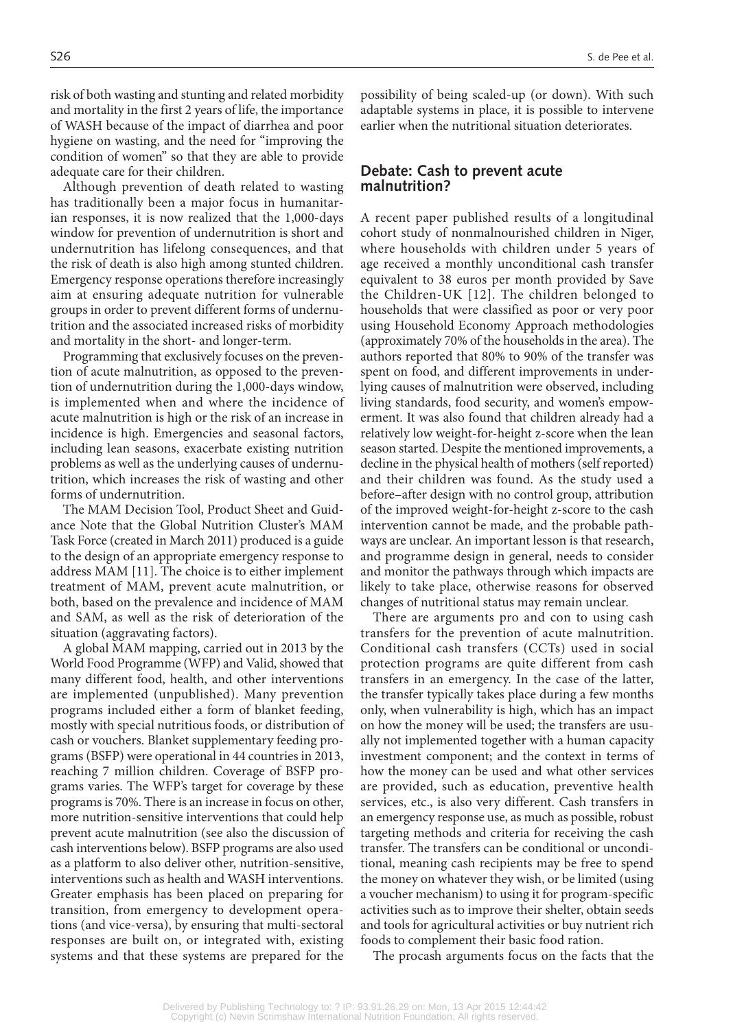risk of both wasting and stunting and related morbidity and mortality in the first 2 years of life, the importance of WASH because of the impact of diarrhea and poor hygiene on wasting, and the need for "improving the condition of women" so that they are able to provide adequate care for their children.

Although prevention of death related to wasting has traditionally been a major focus in humanitarian responses, it is now realized that the 1,000-days window for prevention of undernutrition is short and undernutrition has lifelong consequences, and that the risk of death is also high among stunted children. Emergency response operations therefore increasingly aim at ensuring adequate nutrition for vulnerable groups in order to prevent different forms of undernutrition and the associated increased risks of morbidity and mortality in the short- and longer-term.

Programming that exclusively focuses on the prevention of acute malnutrition, as opposed to the prevention of undernutrition during the 1,000-days window, is implemented when and where the incidence of acute malnutrition is high or the risk of an increase in incidence is high. Emergencies and seasonal factors, including lean seasons, exacerbate existing nutrition problems as well as the underlying causes of undernutrition, which increases the risk of wasting and other forms of undernutrition.

The MAM Decision Tool, Product Sheet and Guidance Note that the Global Nutrition Cluster's MAM Task Force (created in March 2011) produced is a guide to the design of an appropriate emergency response to address MAM [11]. The choice is to either implement treatment of MAM, prevent acute malnutrition, or both, based on the prevalence and incidence of MAM and SAM, as well as the risk of deterioration of the situation (aggravating factors).

A global MAM mapping, carried out in 2013 by the World Food Programme (WFP) and Valid, showed that many different food, health, and other interventions are implemented (unpublished). Many prevention programs included either a form of blanket feeding, mostly with special nutritious foods, or distribution of cash or vouchers. Blanket supplementary feeding programs (BSFP) were operational in 44 countries in 2013, reaching 7 million children. Coverage of BSFP programs varies. The WFP's target for coverage by these programs is 70%. There is an increase in focus on other, more nutrition-sensitive interventions that could help prevent acute malnutrition (see also the discussion of cash interventions below). BSFP programs are also used as a platform to also deliver other, nutrition-sensitive, interventions such as health and WASH interventions. Greater emphasis has been placed on preparing for transition, from emergency to development operations (and vice-versa), by ensuring that multi-sectoral responses are built on, or integrated with, existing systems and that these systems are prepared for the possibility of being scaled-up (or down). With such adaptable systems in place, it is possible to intervene earlier when the nutritional situation deteriorates.

## Debate: Cash to prevent acute malnutrition?

A recent paper published results of a longitudinal cohort study of nonmalnourished children in Niger, where households with children under 5 years of age received a monthly unconditional cash transfer equivalent to 38 euros per month provided by Save the Children-UK [12]. The children belonged to households that were classified as poor or very poor using Household Economy Approach methodologies (approximately 70% of the households in the area). The authors reported that 80% to 90% of the transfer was spent on food, and different improvements in underlying causes of malnutrition were observed, including living standards, food security, and women's empowerment. It was also found that children already had a relatively low weight-for-height z-score when the lean season started. Despite the mentioned improvements, a decline in the physical health of mothers (self reported) and their children was found. As the study used a before–after design with no control group, attribution of the improved weight-for-height z-score to the cash intervention cannot be made, and the probable pathways are unclear. An important lesson is that research, and programme design in general, needs to consider and monitor the pathways through which impacts are likely to take place, otherwise reasons for observed changes of nutritional status may remain unclear.

There are arguments pro and con to using cash transfers for the prevention of acute malnutrition. Conditional cash transfers (CCTs) used in social protection programs are quite different from cash transfers in an emergency. In the case of the latter, the transfer typically takes place during a few months only, when vulnerability is high, which has an impact on how the money will be used; the transfers are usually not implemented together with a human capacity investment component; and the context in terms of how the money can be used and what other services are provided, such as education, preventive health services, etc., is also very different. Cash transfers in an emergency response use, as much as possible, robust targeting methods and criteria for receiving the cash transfer. The transfers can be conditional or unconditional, meaning cash recipients may be free to spend the money on whatever they wish, or be limited (using a voucher mechanism) to using it for program-specific activities such as to improve their shelter, obtain seeds and tools for agricultural activities or buy nutrient rich foods to complement their basic food ration.

The procash arguments focus on the facts that the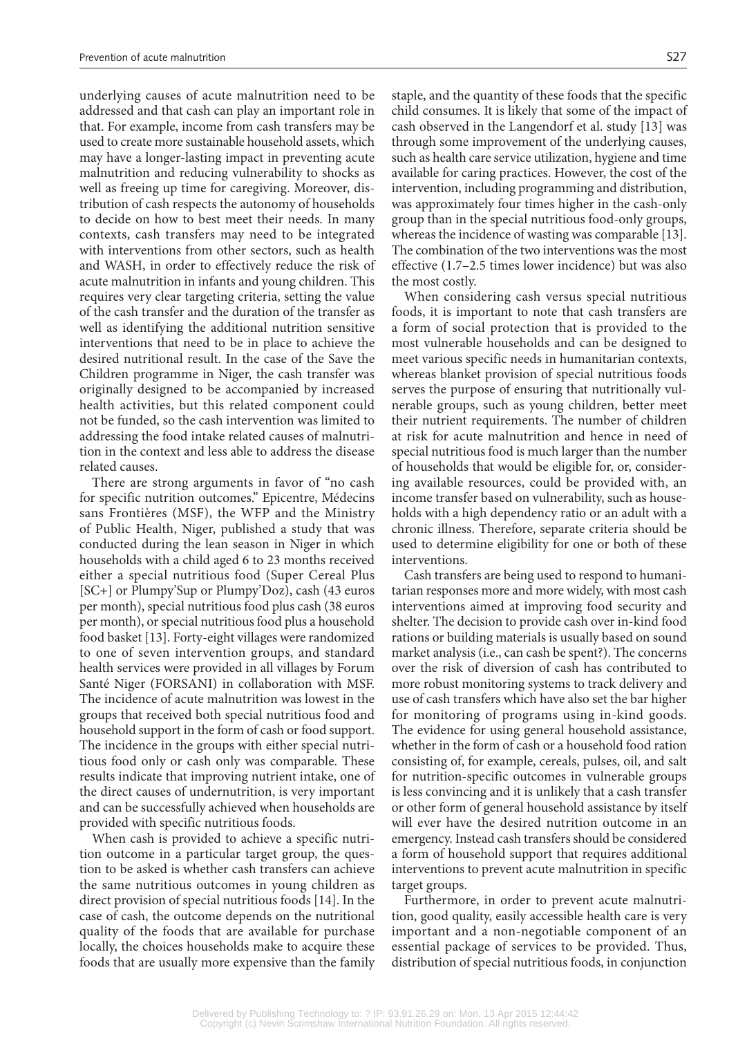underlying causes of acute malnutrition need to be addressed and that cash can play an important role in that. For example, income from cash transfers may be used to create more sustainable household assets, which may have a longer-lasting impact in preventing acute malnutrition and reducing vulnerability to shocks as well as freeing up time for caregiving. Moreover, distribution of cash respects the autonomy of households to decide on how to best meet their needs. In many contexts, cash transfers may need to be integrated with interventions from other sectors, such as health and WASH, in order to effectively reduce the risk of acute malnutrition in infants and young children. This requires very clear targeting criteria, setting the value of the cash transfer and the duration of the transfer as well as identifying the additional nutrition sensitive interventions that need to be in place to achieve the desired nutritional result. In the case of the Save the Children programme in Niger, the cash transfer was originally designed to be accompanied by increased health activities, but this related component could not be funded, so the cash intervention was limited to addressing the food intake related causes of malnutrition in the context and less able to address the disease related causes.

There are strong arguments in favor of "no cash for specific nutrition outcomes." Epicentre, Médecins sans Frontières (MSF), the WFP and the Ministry of Public Health, Niger, published a study that was conducted during the lean season in Niger in which households with a child aged 6 to 23 months received either a special nutritious food (Super Cereal Plus [SC+] or Plumpy'Sup or Plumpy'Doz), cash (43 euros per month), special nutritious food plus cash (38 euros per month), or special nutritious food plus a household food basket [13]. Forty-eight villages were randomized to one of seven intervention groups, and standard health services were provided in all villages by Forum Santé Niger (FORSANI) in collaboration with MSF. The incidence of acute malnutrition was lowest in the groups that received both special nutritious food and household support in the form of cash or food support. The incidence in the groups with either special nutritious food only or cash only was comparable. These results indicate that improving nutrient intake, one of the direct causes of undernutrition, is very important and can be successfully achieved when households are provided with specific nutritious foods.

When cash is provided to achieve a specific nutrition outcome in a particular target group, the question to be asked is whether cash transfers can achieve the same nutritious outcomes in young children as direct provision of special nutritious foods [14]. In the case of cash, the outcome depends on the nutritional quality of the foods that are available for purchase locally, the choices households make to acquire these foods that are usually more expensive than the family staple, and the quantity of these foods that the specific child consumes. It is likely that some of the impact of cash observed in the Langendorf et al. study [13] was through some improvement of the underlying causes, such as health care service utilization, hygiene and time available for caring practices. However, the cost of the intervention, including programming and distribution, was approximately four times higher in the cash-only group than in the special nutritious food-only groups, whereas the incidence of wasting was comparable [13]. The combination of the two interventions was the most effective (1.7–2.5 times lower incidence) but was also the most costly.

When considering cash versus special nutritious foods, it is important to note that cash transfers are a form of social protection that is provided to the most vulnerable households and can be designed to meet various specific needs in humanitarian contexts, whereas blanket provision of special nutritious foods serves the purpose of ensuring that nutritionally vulnerable groups, such as young children, better meet their nutrient requirements. The number of children at risk for acute malnutrition and hence in need of special nutritious food is much larger than the number of households that would be eligible for, or, considering available resources, could be provided with, an income transfer based on vulnerability, such as households with a high dependency ratio or an adult with a chronic illness. Therefore, separate criteria should be used to determine eligibility for one or both of these interventions.

Cash transfers are being used to respond to humanitarian responses more and more widely, with most cash interventions aimed at improving food security and shelter. The decision to provide cash over in-kind food rations or building materials is usually based on sound market analysis (i.e., can cash be spent?). The concerns over the risk of diversion of cash has contributed to more robust monitoring systems to track delivery and use of cash transfers which have also set the bar higher for monitoring of programs using in-kind goods. The evidence for using general household assistance, whether in the form of cash or a household food ration consisting of, for example, cereals, pulses, oil, and salt for nutrition-specific outcomes in vulnerable groups is less convincing and it is unlikely that a cash transfer or other form of general household assistance by itself will ever have the desired nutrition outcome in an emergency. Instead cash transfers should be considered a form of household support that requires additional interventions to prevent acute malnutrition in specific target groups.

Furthermore, in order to prevent acute malnutrition, good quality, easily accessible health care is very important and a non-negotiable component of an essential package of services to be provided. Thus, distribution of special nutritious foods, in conjunction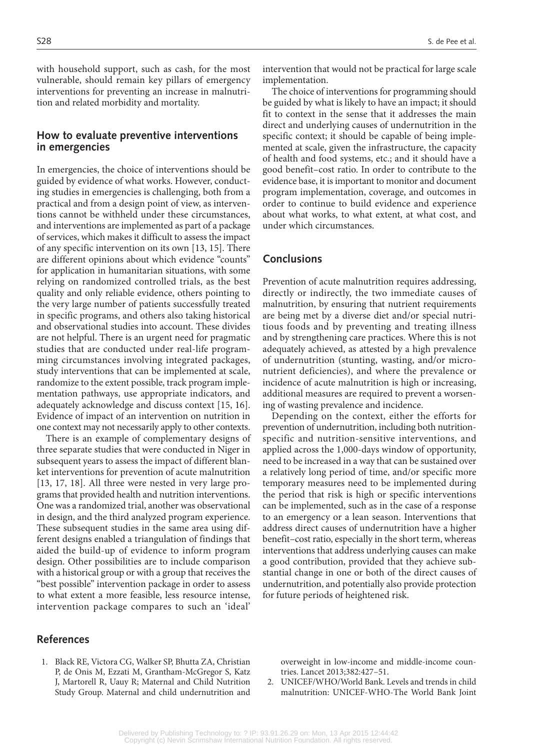with household support, such as cash, for the most vulnerable, should remain key pillars of emergency interventions for preventing an increase in malnutrition and related morbidity and mortality.

## How to evaluate preventive interventions in emergencies

In emergencies, the choice of interventions should be guided by evidence of what works. However, conducting studies in emergencies is challenging, both from a practical and from a design point of view, as interventions cannot be withheld under these circumstances, and interventions are implemented as part of a package of services, which makes it difficult to assess the impact of any specific intervention on its own [13, 15]. There are different opinions about which evidence "counts" for application in humanitarian situations, with some relying on randomized controlled trials, as the best quality and only reliable evidence, others pointing to the very large number of patients successfully treated in specific programs, and others also taking historical and observational studies into account. These divides are not helpful. There is an urgent need for pragmatic studies that are conducted under real-life programming circumstances involving integrated packages, study interventions that can be implemented at scale, randomize to the extent possible, track program implementation pathways, use appropriate indicators, and adequately acknowledge and discuss context [15, 16]. Evidence of impact of an intervention on nutrition in one context may not necessarily apply to other contexts.

There is an example of complementary designs of three separate studies that were conducted in Niger in subsequent years to assess the impact of different blanket interventions for prevention of acute malnutrition [13, 17, 18]. All three were nested in very large programs that provided health and nutrition interventions. One was a randomized trial, another was observational in design, and the third analyzed program experience. These subsequent studies in the same area using different designs enabled a triangulation of findings that aided the build-up of evidence to inform program design. Other possibilities are to include comparison with a historical group or with a group that receives the "best possible" intervention package in order to assess to what extent a more feasible, less resource intense, intervention package compares to such an 'ideal' intervention that would not be practical for large scale implementation.

The choice of interventions for programming should be guided by what is likely to have an impact; it should fit to context in the sense that it addresses the main direct and underlying causes of undernutrition in the specific context; it should be capable of being implemented at scale, given the infrastructure, the capacity of health and food systems, etc.; and it should have a good benefit–cost ratio. In order to contribute to the evidence base, it is important to monitor and document program implementation, coverage, and outcomes in order to continue to build evidence and experience about what works, to what extent, at what cost, and under which circumstances.

## Conclusions

Prevention of acute malnutrition requires addressing, directly or indirectly, the two immediate causes of malnutrition, by ensuring that nutrient requirements are being met by a diverse diet and/or special nutritious foods and by preventing and treating illness and by strengthening care practices. Where this is not adequately achieved, as attested by a high prevalence of undernutrition (stunting, wasting, and/or micronutrient deficiencies), and where the prevalence or incidence of acute malnutrition is high or increasing, additional measures are required to prevent a worsening of wasting prevalence and incidence.

Depending on the context, either the efforts for prevention of undernutrition, including both nutrition-specific and nutrition-sensitive interventions, and applied across the 1,000-days window of opportunity, need to be increased in a way that can be sustained over a relatively long period of time, and/or specific more temporary measures need to be implemented during the period that risk is high or specific interventions can be implemented, such as in the case of a response to an emergency or a lean season. Interventions that address direct causes of undernutrition have a higher benefit–cost ratio, especially in the short term, whereas interventions that address underlying causes can make a good contribution, provided that they achieve substantial change in one or both of the direct causes of undernutrition, and potentially also provide protection for future periods of heightened risk.

## References

1. Black RE, Victora CG, Walker SP, Bhutta ZA, Christian P, de Onis M, Ezzati M, Grantham-McGregor S, Katz J, Martorell R, Uauy R; Maternal and Child Nutrition Study Group. Maternal and child undernutrition and overweight in low-income and middle-income countries. Lancet 2013;382:427–51.
2. UNICEF/WHO/World Bank. Levels and trends in child malnutrition: UNICEF-WHO-The World Bank Joint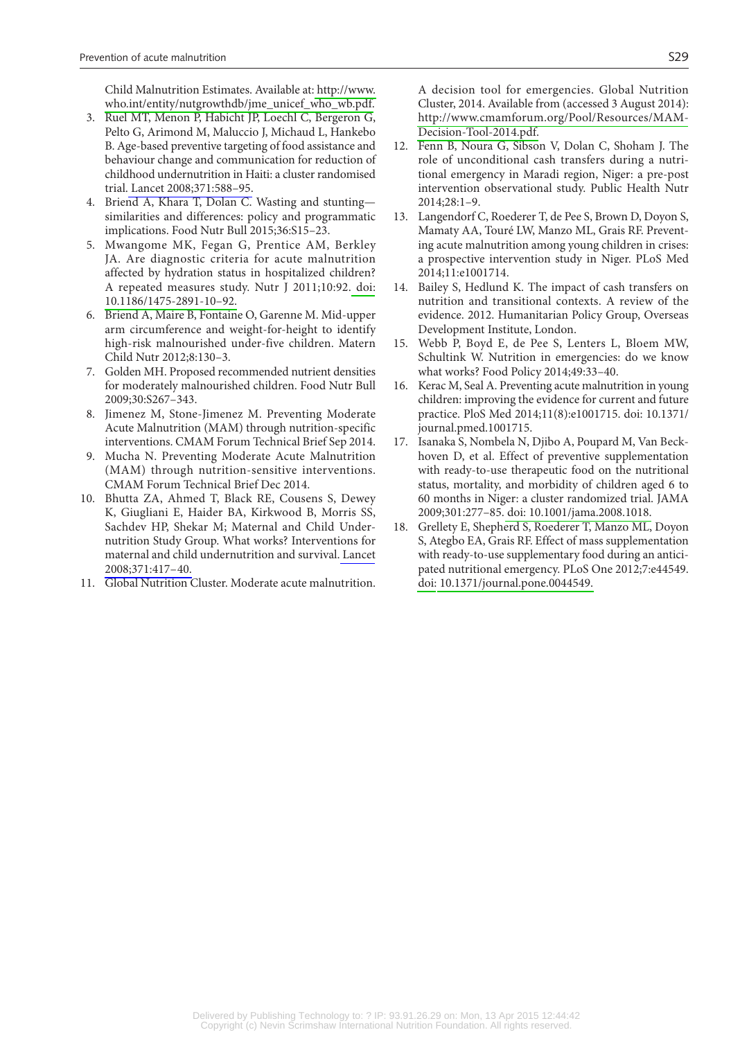Child Malnutrition Estimates. Available at: http://www.who.int/entity/nutgrowthdb/jme_unicef_who_wb.pdf.

3. Ruel MT, Menon P, Habicht JP, Loechl C, Bergeron G, Pelto G, Arimond M, Maluccio J, Michaud L, Hankebo B. Age-based preventive targeting of food assistance and behaviour change and communication for reduction of childhood undernutrition in Haiti: a cluster randomised trial. Lancet 2008;371:588–95.
4. Briend A, Khara T, Dolan C. Wasting and stunting—similarities and differences: policy and programmatic implications. Food Nutr Bull 2015;36:S15–23.
5. Mwangome MK, Fegan G, Prentice AM, Berkley JA. Are diagnostic criteria for acute malnutrition affected by hydration status in hospitalized children? A repeated measures study. Nutr J 2011;10:92. doi: 10.1186/1475-2891-10–92.
6. Briend A, Maire B, Fontaine O, Garenne M. Mid-upper arm circumference and weight-for-height to identify high-risk malnourished under-five children. Matern Child Nutr 2012;8:130–3.
7. Golden MH. Proposed recommended nutrient densities for moderately malnourished children. Food Nutr Bull 2009;30:S267–343.
8. Jimenez M, Stone-Jimenez M. Preventing Moderate Acute Malnutrition (MAM) through nutrition-specific interventions. CMAM Forum Technical Brief Sep 2014.
9. Mucha N. Preventing Moderate Acute Malnutrition (MAM) through nutrition-sensitive interventions. CMAM Forum Technical Brief Dec 2014.
10. Bhutta ZA, Ahmed T, Black RE, Cousens S, Dewey K, Giugliani E, Haider BA, Kirkwood B, Morris SS, Sachdev HP, Shekar M; Maternal and Child Undernutrition Study Group. What works? Interventions for maternal and child undernutrition and survival. Lancet 2008;371:417–40.
11. Global Nutrition Cluster. Moderate acute malnutrition. A decision tool for emergencies. Global Nutrition Cluster, 2014. Available from (accessed 3 August 2014): http://www.cmamforum.org/Pool/Resources/MAM-Decision-Tool-2014.pdf.
12. Fenn B, Noura G, Sibson V, Dolan C, Shoham J. The role of unconditional cash transfers during a nutritional emergency in Maradi region, Niger: a pre-post intervention observational study. Public Health Nutr 2014;28:1–9.
13. Langendorf C, Roederer T, de Pee S, Brown D, Doyon S, Mamaty AA, Touré LW, Manzo ML, Grais RF. Preventing acute malnutrition among young children in crises: a prospective intervention study in Niger. PLoS Med 2014;11:e1001714.
14. Bailey S, Hedlund K. The impact of cash transfers on nutrition and transitional contexts. A review of the evidence. 2012. Humanitarian Policy Group, Overseas Development Institute, London.
15. Webb P, Boyd E, de Pee S, Lenters L, Bloem MW, Schultink W. Nutrition in emergencies: do we know what works? Food Policy 2014;49:33–40.
16. Kerac M, Seal A. Preventing acute malnutrition in young children: improving the evidence for current and future practice. PloS Med 2014;11(8):e1001715. doi: 10.1371/journal.pmed.1001715.
17. Isanaka S, Nombela N, Djibo A, Poupard M, Van Beckhoven D, et al. Effect of preventive supplementation with ready-to-use therapeutic food on the nutritional status, mortality, and morbidity of children aged 6 to 60 months in Niger: a cluster randomized trial. JAMA 2009;301:277–85. doi: 10.1001/jama.2008.1018.
18. Grellety E, Shepherd S, Roederer T, Manzo ML, Doyon S, Ategbo EA, Grais RF. Effect of mass supplementation with ready-to-use supplementary food during an anticipated nutritional emergency. PLoS One 2012;7:e44549. doi: 10.1371/journal.pone.0044549.